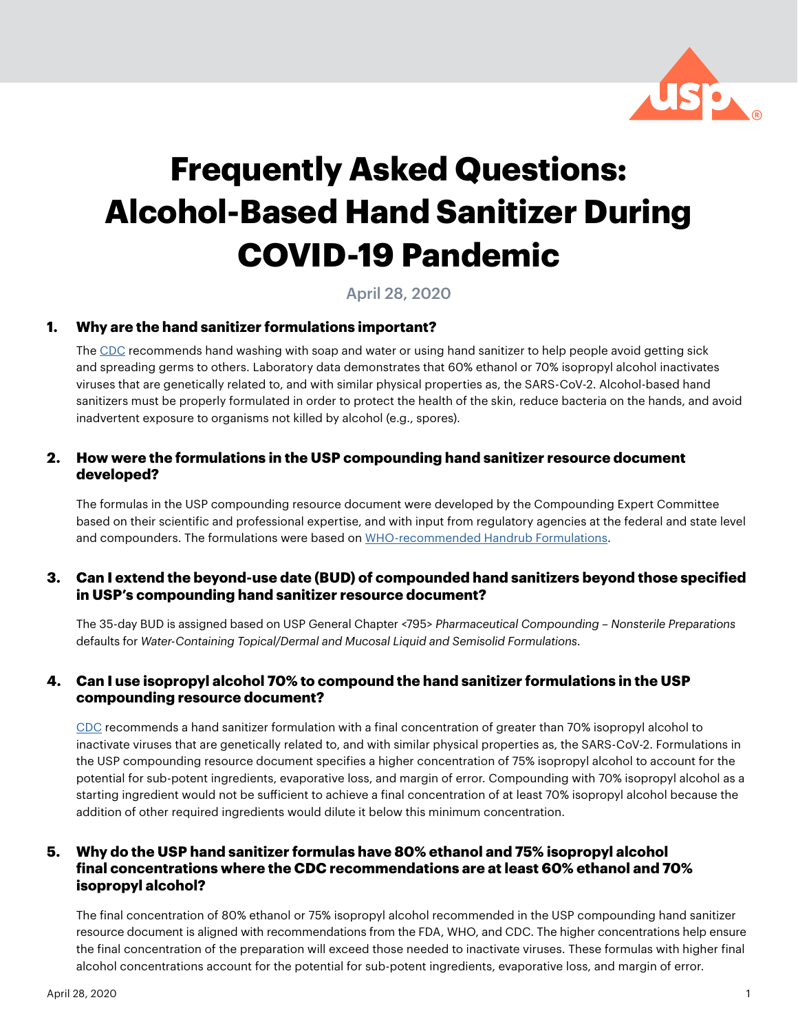# Frequently Asked Questions: Alcohol-Based Hand Sanitizer During COVID-19 Pandemic

April 28, 2020

### 1. Why are the hand sanitizer formulations important?

The CDC recommends hand washing with soap and water or using hand sanitizer to help people avoid getting sick and spreading germs to others. Laboratory data demonstrates that 60% ethanol or 70% isopropyl alcohol inactivates viruses that are genetically related to, and with similar physical properties as, the SARS-CoV-2. Alcohol-based hand sanitizers must be properly formulated in order to protect the health of the skin, reduce bacteria on the hands, and avoid inadvertent exposure to organisms not killed by alcohol (e.g., spores).

### 2. How were the formulations in the USP compounding hand sanitizer resource document developed?

The formulas in the USP compounding resource document were developed by the Compounding Expert Committee based on their scientific and professional expertise, and with input from regulatory agencies at the federal and state level and compounders. The formulations were based on WHO-recommended Handrub Formulations.

### 3. Can I extend the beyond-use date (BUD) of compounded hand sanitizers beyond those specified in USP's compounding hand sanitizer resource document?

The 35-day BUD is assigned based on USP General Chapter <795> *Pharmaceutical Compounding – Nonsterile Preparations* defaults for *Water-Containing Topical/Dermal and Mucosal Liquid and Semisolid Formulations*.

### 4. Can I use isopropyl alcohol 70% to compound the hand sanitizer formulations in the USP compounding resource document?

CDC recommends a hand sanitizer formulation with a final concentration of greater than 70% isopropyl alcohol to inactivate viruses that are genetically related to, and with similar physical properties as, the SARS-CoV-2. Formulations in the USP compounding resource document specifies a higher concentration of 75% isopropyl alcohol to account for the potential for sub-potent ingredients, evaporative loss, and margin of error. Compounding with 70% isopropyl alcohol as a starting ingredient would not be sufficient to achieve a final concentration of at least 70% isopropyl alcohol because the addition of other required ingredients would dilute it below this minimum concentration.

### 5. Why do the USP hand sanitizer formulas have 80% ethanol and 75% isopropyl alcohol final concentrations where the CDC recommendations are at least 60% ethanol and 70% isopropyl alcohol?

The final concentration of 80% ethanol or 75% isopropyl alcohol recommended in the USP compounding hand sanitizer resource document is aligned with recommendations from the FDA, WHO, and CDC. The higher concentrations help ensure the final concentration of the preparation will exceed those needed to inactivate viruses. These formulas with higher final alcohol concentrations account for the potential for sub-potent ingredients, evaporative loss, and margin of error.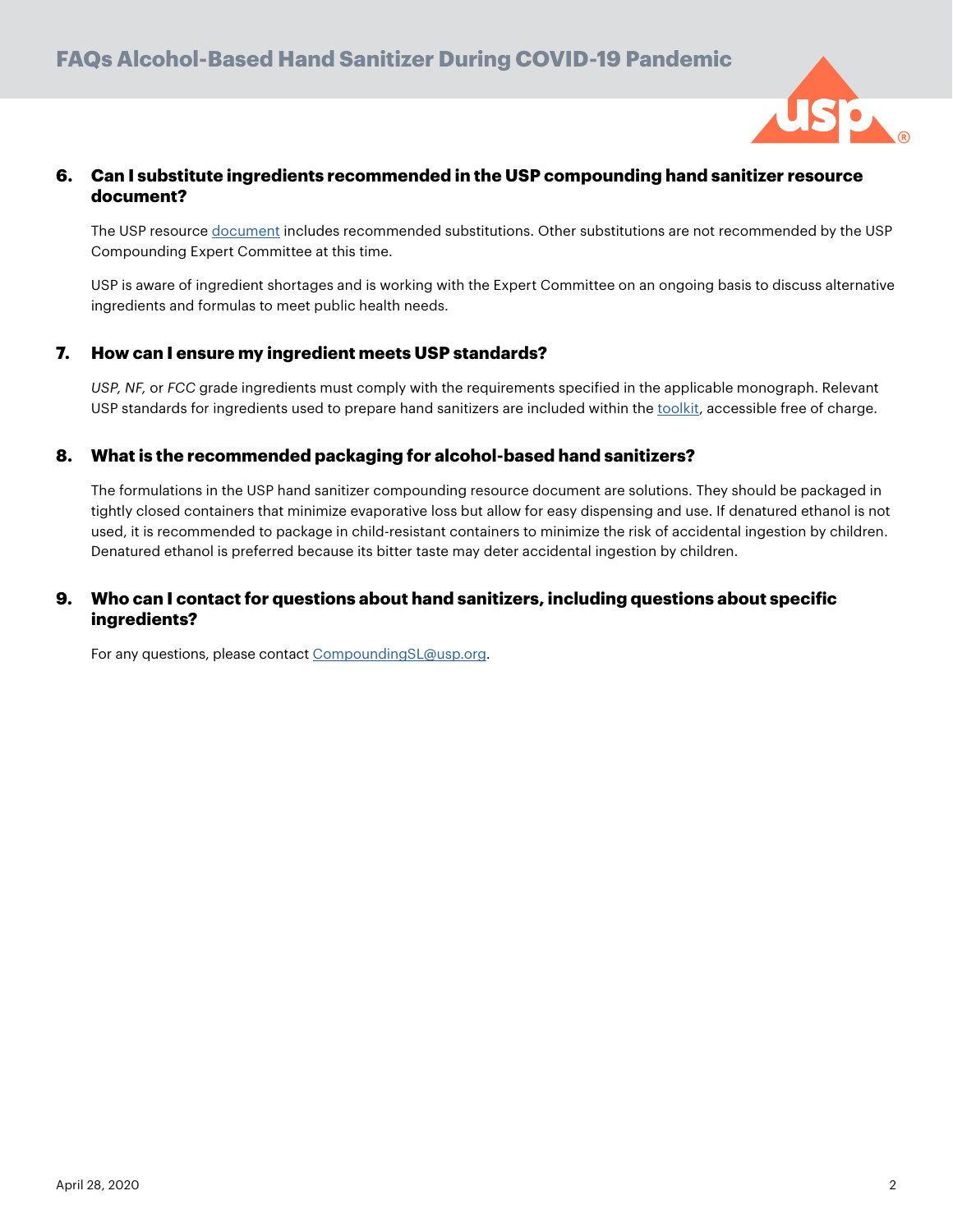### 6. Can I substitute ingredients recommended in the USP compounding hand sanitizer resource document?

The USP resource document includes recommended substitutions. Other substitutions are not recommended by the USP Compounding Expert Committee at this time.

USP is aware of ingredient shortages and is working with the Expert Committee on an ongoing basis to discuss alternative ingredients and formulas to meet public health needs.

### 7. How can I ensure my ingredient meets USP standards?

*USP, NF,* or *FCC* grade ingredients must comply with the requirements specified in the applicable monograph. Relevant USP standards for ingredients used to prepare hand sanitizers are included within the toolkit, accessible free of charge.

### 8. What is the recommended packaging for alcohol-based hand sanitizers?

The formulations in the USP hand sanitizer compounding resource document are solutions. They should be packaged in tightly closed containers that minimize evaporative loss but allow for easy dispensing and use. If denatured ethanol is not used, it is recommended to package in child-resistant containers to minimize the risk of accidental ingestion by children. Denatured ethanol is preferred because its bitter taste may deter accidental ingestion by children.

### 9. Who can I contact for questions about hand sanitizers, including questions about specific ingredients?

For any questions, please contact CompoundingSL@usp.org.

April 28, 2020